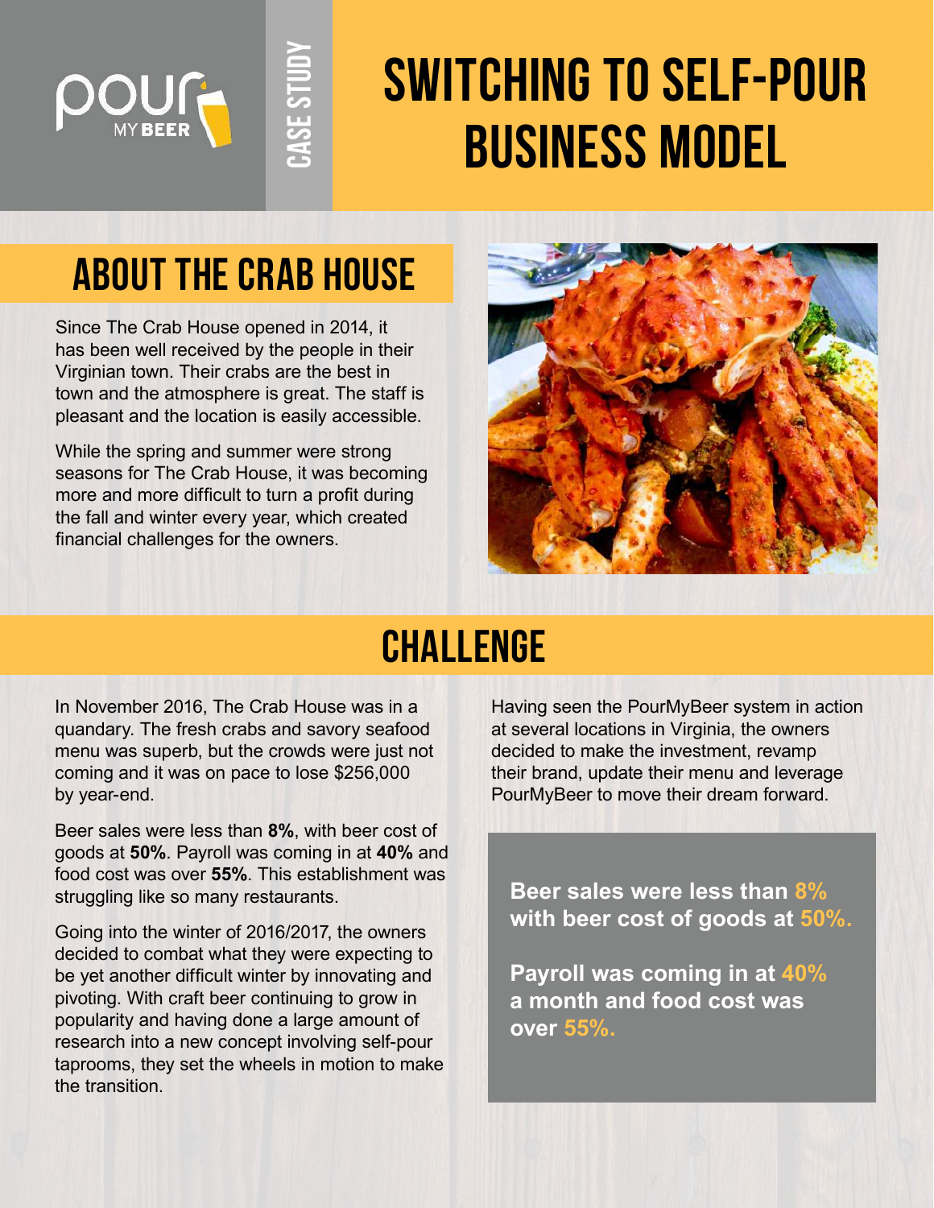pour MY BEER

CASE STUDY

# SWITCHING TO SELF-POUR BUSINESS MODEL

## ABOUT THE CRAB HOUSE

Since The Crab House opened in 2014, it has been well received by the people in their Virginian town. Their crabs are the best in town and the atmosphere is great. The staff is pleasant and the location is easily accessible.

While the spring and summer were strong seasons for The Crab House, it was becoming more and more difficult to turn a profit during the fall and winter every year, which created financial challenges for the owners.

## CHALLENGE

In November 2016, The Crab House was in a quandary. The fresh crabs and savory seafood menu was superb, but the crowds were just not coming and it was on pace to lose $256,000 by year-end.

Beer sales were less than **8%**, with beer cost of goods at **50%**. Payroll was coming in at **40%** and food cost was over **55%**. This establishment was struggling like so many restaurants.

Going into the winter of 2016/2017, the owners decided to combat what they were expecting to be yet another difficult winter by innovating and pivoting. With craft beer continuing to grow in popularity and having done a large amount of research into a new concept involving self-pour taprooms, they set the wheels in motion to make the transition.

Having seen the PourMyBeer system in action at several locations in Virginia, the owners decided to make the investment, revamp their brand, update their menu and leverage PourMyBeer to move their dream forward.

**Beer sales were less than 8% with beer cost of goods at 50%.**

**Payroll was coming in at 40% a month and food cost was over 55%.**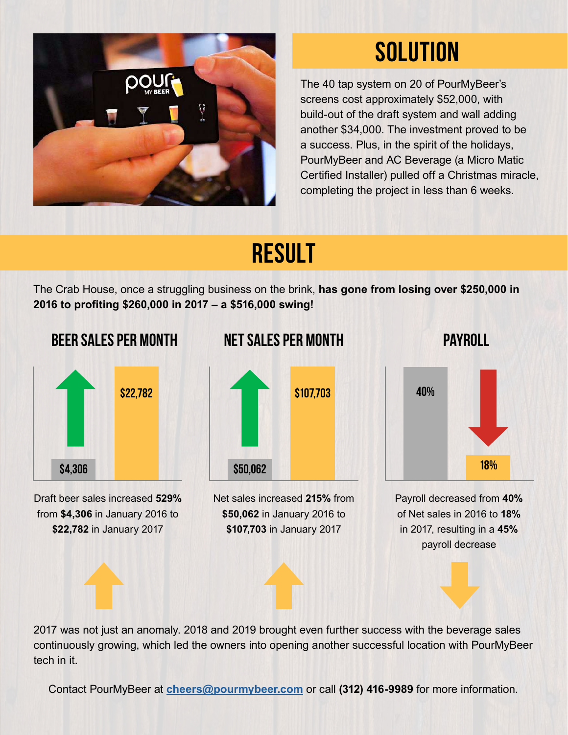## SOLUTION

The 40 tap system on 20 of PourMyBeer's screens cost approximately $52,000, with build-out of the draft system and wall adding another $34,000. The investment proved to be a success. Plus, in the spirit of the holidays, PourMyBeer and AC Beverage (a Micro Matic Certified Installer) pulled off a Christmas miracle, completing the project in less than 6 weeks.

## RESULT

The Crab House, once a struggling business on the brink, **has gone from losing over $250,000 in 2016 to profiting $260,000 in 2017 – a $516,000 swing!**

### BEER SALES PER MONTH

$4,306

$22,782

Draft beer sales increased **529%** from **$4,306** in January 2016 to **$22,782** in January 2017

### NET SALES PER MONTH

$50,062

$107,703

Net sales increased **215%** from **$50,062** in January 2016 to **$107,703** in January 2017

### PAYROLL

40%

18%

Payroll decreased from **40%** of Net sales in 2016 to **18%** in 2017, resulting in a **45%** payroll decrease

2017 was not just an anomaly. 2018 and 2019 brought even further success with the beverage sales continuously growing, which led the owners into opening another successful location with PourMyBeer tech in it.

Contact PourMyBeer at cheers@pourmybeer.com or call **(312) 416-9989** for more information.